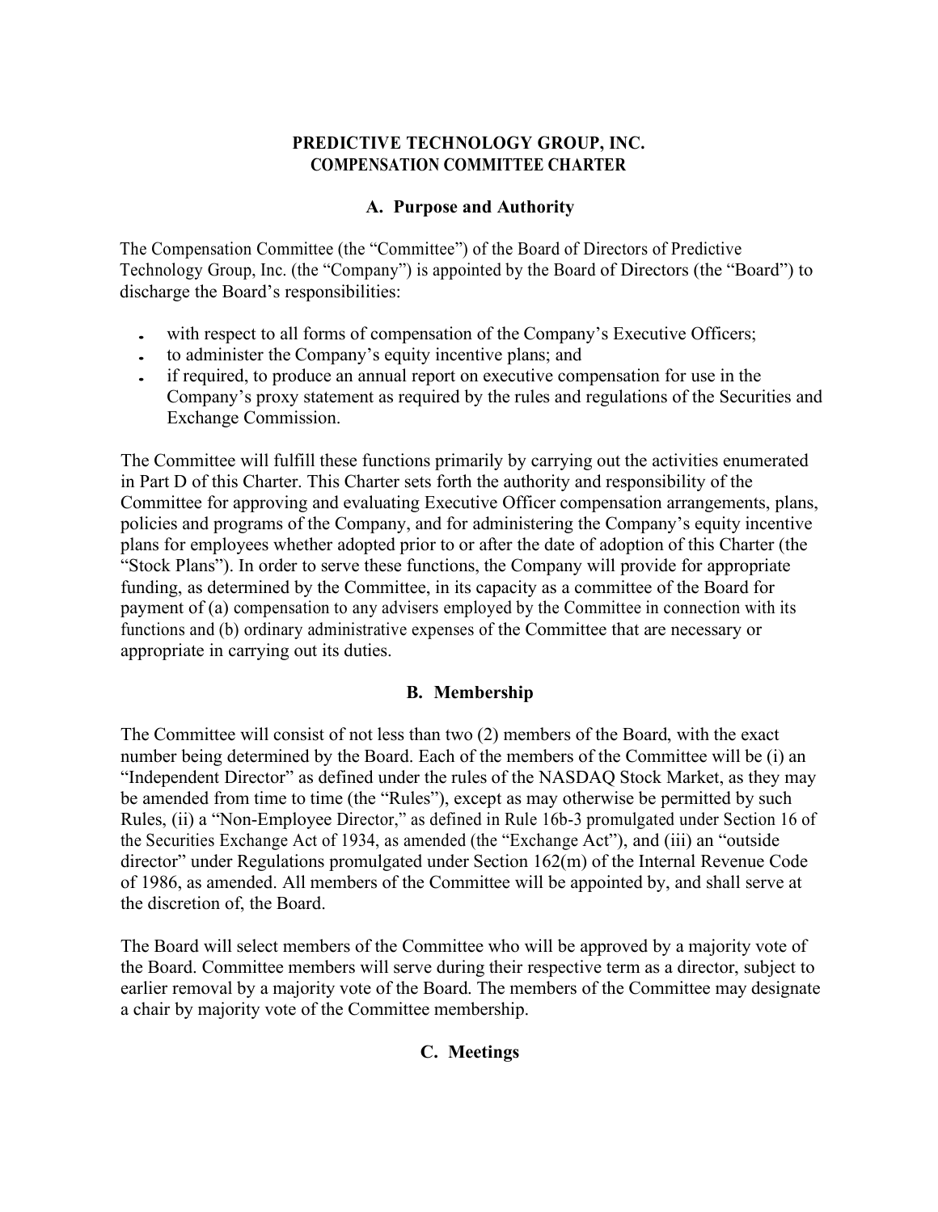**PREDICTIVE TECHNOLOGY GROUP, INC.**
**COMPENSATION COMMITTEE CHARTER**

## A. Purpose and Authority

The Compensation Committee (the "Committee") of the Board of Directors of Predictive Technology Group, Inc. (the "Company") is appointed by the Board of Directors (the "Board") to discharge the Board's responsibilities:

- with respect to all forms of compensation of the Company's Executive Officers;
- to administer the Company's equity incentive plans; and
- if required, to produce an annual report on executive compensation for use in the Company's proxy statement as required by the rules and regulations of the Securities and Exchange Commission.

The Committee will fulfill these functions primarily by carrying out the activities enumerated in Part D of this Charter. This Charter sets forth the authority and responsibility of the Committee for approving and evaluating Executive Officer compensation arrangements, plans, policies and programs of the Company, and for administering the Company's equity incentive plans for employees whether adopted prior to or after the date of adoption of this Charter (the "Stock Plans"). In order to serve these functions, the Company will provide for appropriate funding, as determined by the Committee, in its capacity as a committee of the Board for payment of (a) compensation to any advisers employed by the Committee in connection with its functions and (b) ordinary administrative expenses of the Committee that are necessary or appropriate in carrying out its duties.

## B. Membership

The Committee will consist of not less than two (2) members of the Board, with the exact number being determined by the Board. Each of the members of the Committee will be (i) an "Independent Director" as defined under the rules of the NASDAQ Stock Market, as they may be amended from time to time (the "Rules"), except as may otherwise be permitted by such Rules, (ii) a "Non-Employee Director," as defined in Rule 16b-3 promulgated under Section 16 of the Securities Exchange Act of 1934, as amended (the "Exchange Act"), and (iii) an "outside director" under Regulations promulgated under Section 162(m) of the Internal Revenue Code of 1986, as amended. All members of the Committee will be appointed by, and shall serve at the discretion of, the Board.

The Board will select members of the Committee who will be approved by a majority vote of the Board. Committee members will serve during their respective term as a director, subject to earlier removal by a majority vote of the Board. The members of the Committee may designate a chair by majority vote of the Committee membership.

## C. Meetings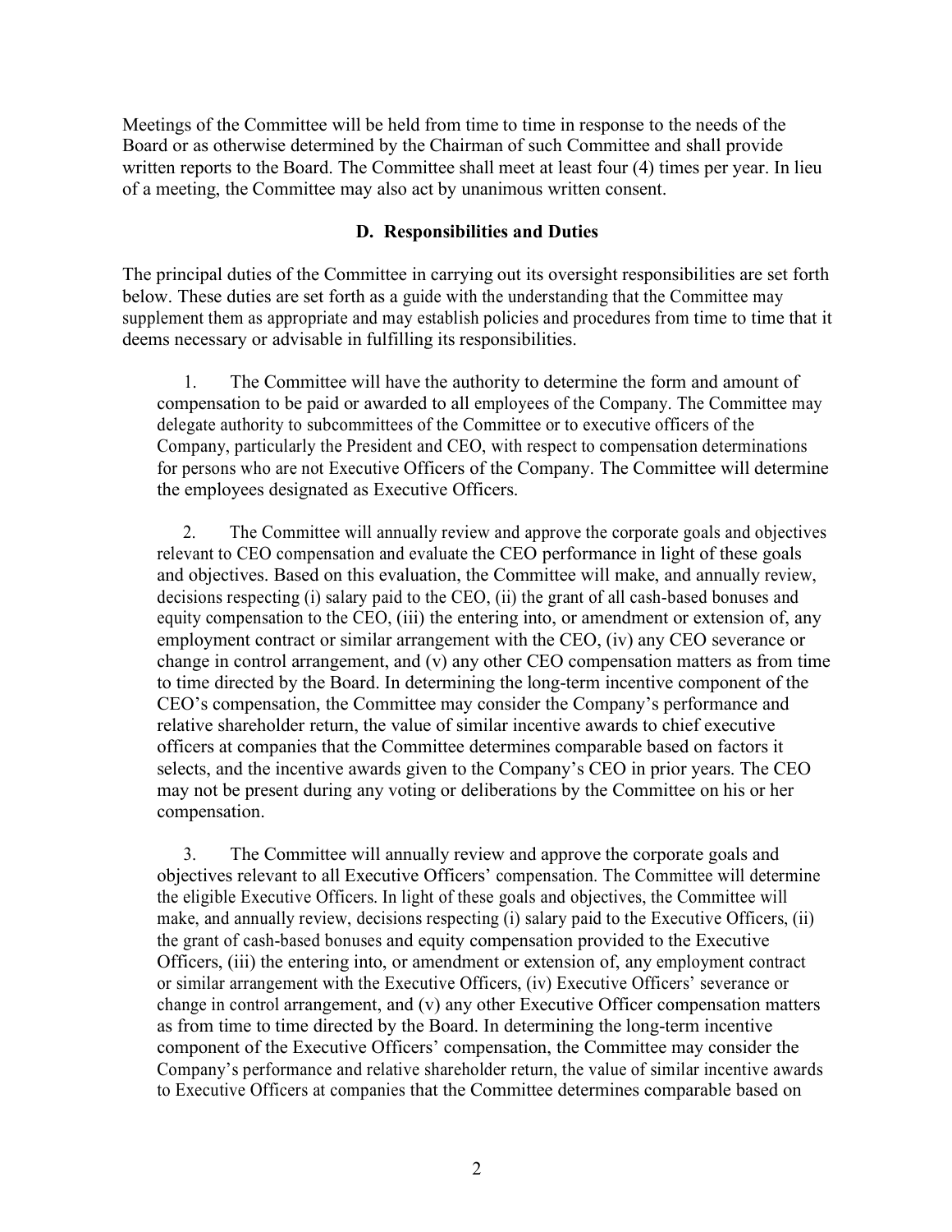Meetings of the Committee will be held from time to time in response to the needs of the Board or as otherwise determined by the Chairman of such Committee and shall provide written reports to the Board. The Committee shall meet at least four (4) times per year. In lieu of a meeting, the Committee may also act by unanimous written consent.

### D. Responsibilities and Duties

The principal duties of the Committee in carrying out its oversight responsibilities are set forth below. These duties are set forth as a guide with the understanding that the Committee may supplement them as appropriate and may establish policies and procedures from time to time that it deems necessary or advisable in fulfilling its responsibilities.

1. The Committee will have the authority to determine the form and amount of compensation to be paid or awarded to all employees of the Company. The Committee may delegate authority to subcommittees of the Committee or to executive officers of the Company, particularly the President and CEO, with respect to compensation determinations for persons who are not Executive Officers of the Company. The Committee will determine the employees designated as Executive Officers.

2. The Committee will annually review and approve the corporate goals and objectives relevant to CEO compensation and evaluate the CEO performance in light of these goals and objectives. Based on this evaluation, the Committee will make, and annually review, decisions respecting (i) salary paid to the CEO, (ii) the grant of all cash-based bonuses and equity compensation to the CEO, (iii) the entering into, or amendment or extension of, any employment contract or similar arrangement with the CEO, (iv) any CEO severance or change in control arrangement, and (v) any other CEO compensation matters as from time to time directed by the Board. In determining the long-term incentive component of the CEO's compensation, the Committee may consider the Company's performance and relative shareholder return, the value of similar incentive awards to chief executive officers at companies that the Committee determines comparable based on factors it selects, and the incentive awards given to the Company's CEO in prior years. The CEO may not be present during any voting or deliberations by the Committee on his or her compensation.

3. The Committee will annually review and approve the corporate goals and objectives relevant to all Executive Officers' compensation. The Committee will determine the eligible Executive Officers. In light of these goals and objectives, the Committee will make, and annually review, decisions respecting (i) salary paid to the Executive Officers, (ii) the grant of cash-based bonuses and equity compensation provided to the Executive Officers, (iii) the entering into, or amendment or extension of, any employment contract or similar arrangement with the Executive Officers, (iv) Executive Officers' severance or change in control arrangement, and (v) any other Executive Officer compensation matters as from time to time directed by the Board. In determining the long-term incentive component of the Executive Officers' compensation, the Committee may consider the Company's performance and relative shareholder return, the value of similar incentive awards to Executive Officers at companies that the Committee determines comparable based on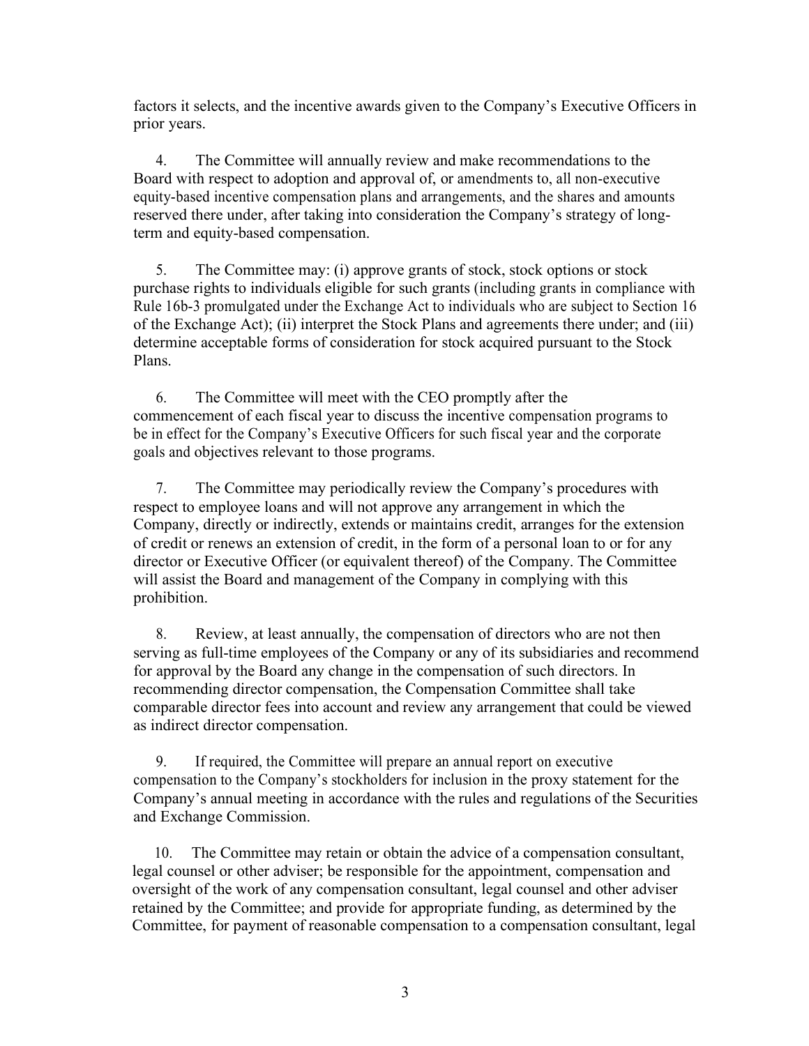factors it selects, and the incentive awards given to the Company's Executive Officers in prior years.

4. The Committee will annually review and make recommendations to the Board with respect to adoption and approval of, or amendments to, all non-executive equity-based incentive compensation plans and arrangements, and the shares and amounts reserved there under, after taking into consideration the Company's strategy of long-term and equity-based compensation.

5. The Committee may: (i) approve grants of stock, stock options or stock purchase rights to individuals eligible for such grants (including grants in compliance with Rule 16b-3 promulgated under the Exchange Act to individuals who are subject to Section 16 of the Exchange Act); (ii) interpret the Stock Plans and agreements there under; and (iii) determine acceptable forms of consideration for stock acquired pursuant to the Stock Plans.

6. The Committee will meet with the CEO promptly after the commencement of each fiscal year to discuss the incentive compensation programs to be in effect for the Company's Executive Officers for such fiscal year and the corporate goals and objectives relevant to those programs.

7. The Committee may periodically review the Company's procedures with respect to employee loans and will not approve any arrangement in which the Company, directly or indirectly, extends or maintains credit, arranges for the extension of credit or renews an extension of credit, in the form of a personal loan to or for any director or Executive Officer (or equivalent thereof) of the Company. The Committee will assist the Board and management of the Company in complying with this prohibition.

8. Review, at least annually, the compensation of directors who are not then serving as full-time employees of the Company or any of its subsidiaries and recommend for approval by the Board any change in the compensation of such directors. In recommending director compensation, the Compensation Committee shall take comparable director fees into account and review any arrangement that could be viewed as indirect director compensation.

9. If required, the Committee will prepare an annual report on executive compensation to the Company's stockholders for inclusion in the proxy statement for the Company's annual meeting in accordance with the rules and regulations of the Securities and Exchange Commission.

10. The Committee may retain or obtain the advice of a compensation consultant, legal counsel or other adviser; be responsible for the appointment, compensation and oversight of the work of any compensation consultant, legal counsel and other adviser retained by the Committee; and provide for appropriate funding, as determined by the Committee, for payment of reasonable compensation to a compensation consultant, legal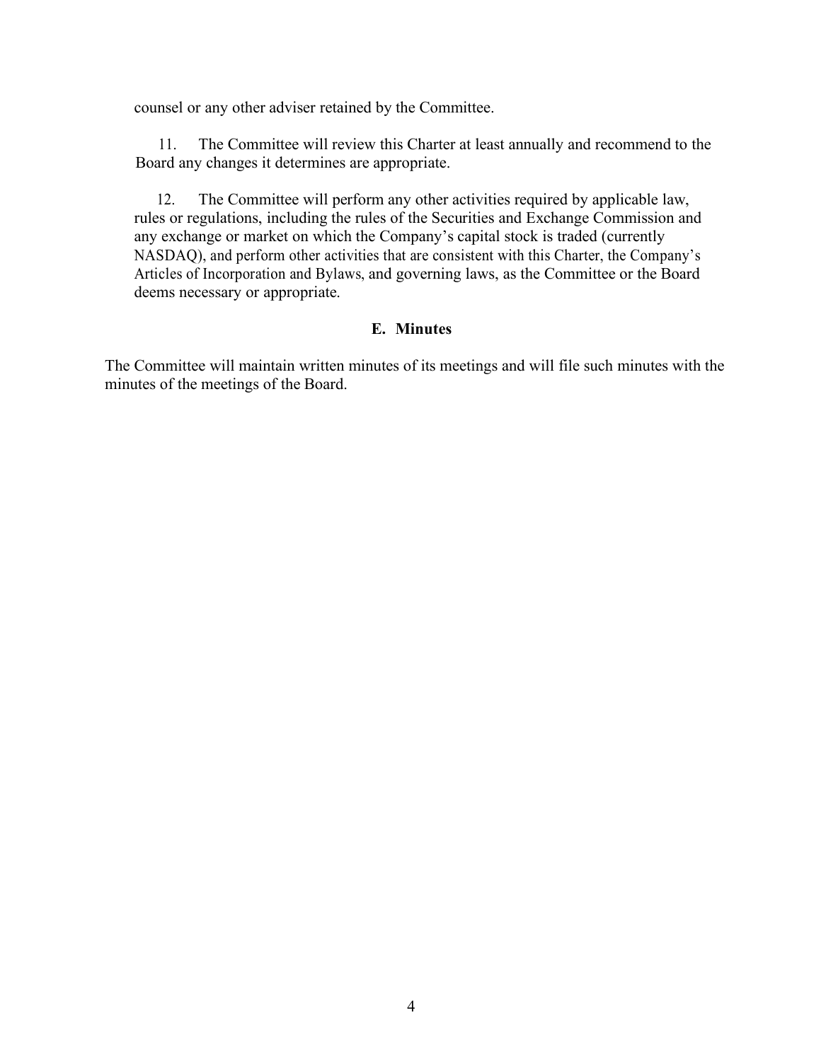counsel or any other adviser retained by the Committee.

11. The Committee will review this Charter at least annually and recommend to the Board any changes it determines are appropriate.

12. The Committee will perform any other activities required by applicable law, rules or regulations, including the rules of the Securities and Exchange Commission and any exchange or market on which the Company's capital stock is traded (currently NASDAQ), and perform other activities that are consistent with this Charter, the Company's Articles of Incorporation and Bylaws, and governing laws, as the Committee or the Board deems necessary or appropriate.

## E. Minutes

The Committee will maintain written minutes of its meetings and will file such minutes with the minutes of the meetings of the Board.